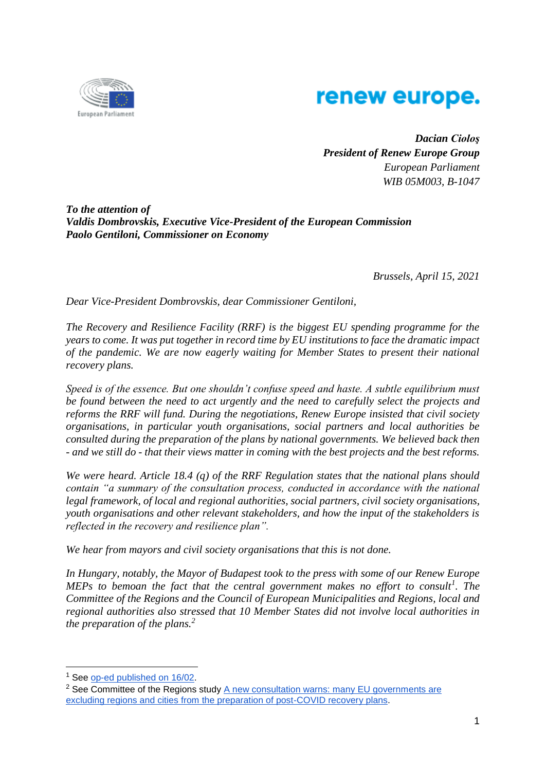***Dacian Cioloş***
***President of Renew Europe Group***
*European Parliament*
*WIB 05M003, B-1047*

***To the attention of***
***Valdis Dombrovskis, Executive Vice-President of the European Commission***
***Paolo Gentiloni, Commissioner on Economy***

*Brussels, April 15, 2021*

*Dear Vice-President Dombrovskis, dear Commissioner Gentiloni,*

*The Recovery and Resilience Facility (RRF) is the biggest EU spending programme for the years to come. It was put together in record time by EU institutions to face the dramatic impact of the pandemic. We are now eagerly waiting for Member States to present their national recovery plans.*

*Speed is of the essence. But one shouldn't confuse speed and haste. A subtle equilibrium must be found between the need to act urgently and the need to carefully select the projects and reforms the RRF will fund. During the negotiations, Renew Europe insisted that civil society organisations, in particular youth organisations, social partners and local authorities be consulted during the preparation of the plans by national governments. We believed back then - and we still do - that their views matter in coming with the best projects and the best reforms.*

*We were heard. Article 18.4 (q) of the RRF Regulation states that the national plans should contain "a summary of the consultation process, conducted in accordance with the national legal framework, of local and regional authorities, social partners, civil society organisations, youth organisations and other relevant stakeholders, and how the input of the stakeholders is reflected in the recovery and resilience plan".*

*We hear from mayors and civil society organisations that this is not done.*

*In Hungary, notably, the Mayor of Budapest took to the press with some of our Renew Europe MEPs to bemoan the fact that the central government makes no effort to consult*[1]*. The Committee of the Regions and the Council of European Municipalities and Regions, local and regional authorities also stressed that 10 Member States did not involve local authorities in the preparation of the plans.*[2]

---

[1] See op-ed published on 16/02.

[2] See Committee of the Regions study A new consultation warns: many EU governments are excluding regions and cities from the preparation of post-COVID recovery plans.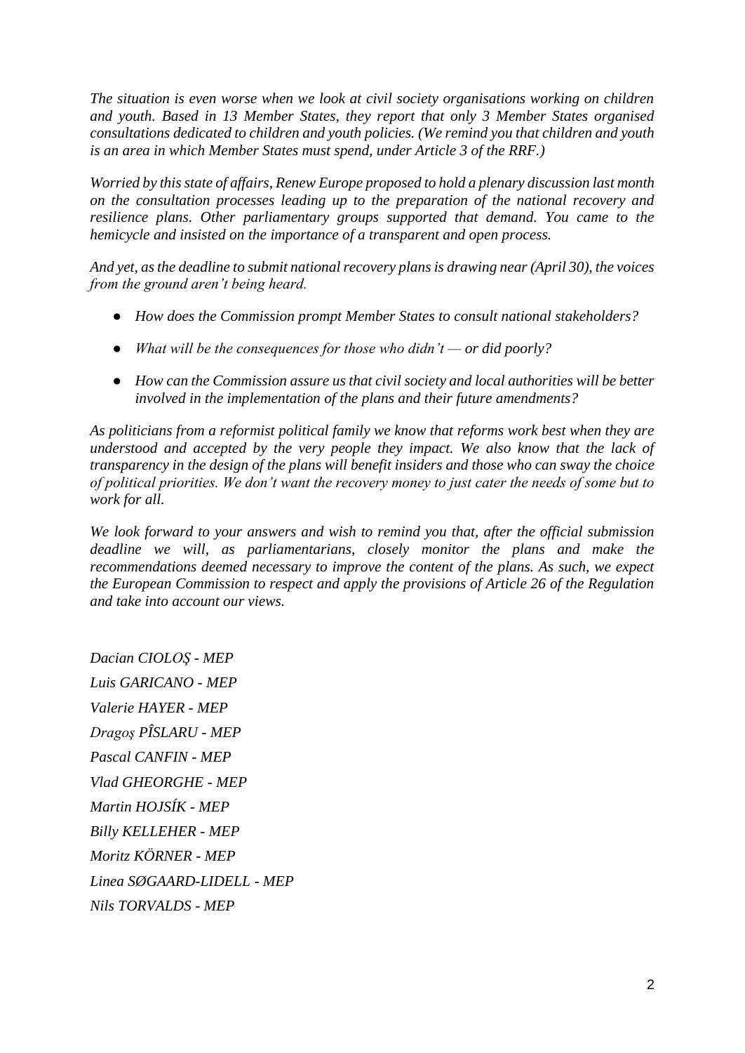*The situation is even worse when we look at civil society organisations working on children and youth. Based in 13 Member States, they report that only 3 Member States organised consultations dedicated to children and youth policies. (We remind you that children and youth is an area in which Member States must spend, under Article 3 of the RRF.)*

*Worried by this state of affairs, Renew Europe proposed to hold a plenary discussion last month on the consultation processes leading up to the preparation of the national recovery and resilience plans. Other parliamentary groups supported that demand. You came to the hemicycle and insisted on the importance of a transparent and open process.*

*And yet, as the deadline to submit national recovery plans is drawing near (April 30), the voices from the ground aren't being heard.*

- *How does the Commission prompt Member States to consult national stakeholders?*
- *What will be the consequences for those who didn't — or did poorly?*
- *How can the Commission assure us that civil society and local authorities will be better involved in the implementation of the plans and their future amendments?*

*As politicians from a reformist political family we know that reforms work best when they are understood and accepted by the very people they impact. We also know that the lack of transparency in the design of the plans will benefit insiders and those who can sway the choice of political priorities. We don't want the recovery money to just cater the needs of some but to work for all.*

*We look forward to your answers and wish to remind you that, after the official submission deadline we will, as parliamentarians, closely monitor the plans and make the recommendations deemed necessary to improve the content of the plans. As such, we expect the European Commission to respect and apply the provisions of Article 26 of the Regulation and take into account our views.*

*Dacian CIOLOȘ - MEP*

*Luis GARICANO - MEP*

*Valerie HAYER - MEP*

*Dragoş PÎSLARU - MEP*

*Pascal CANFIN - MEP*

*Vlad GHEORGHE - MEP*

*Martin HOJSÍK - MEP*

*Billy KELLEHER - MEP*

*Moritz KÖRNER - MEP*

*Linea SØGAARD-LIDELL - MEP*

*Nils TORVALDS - MEP*